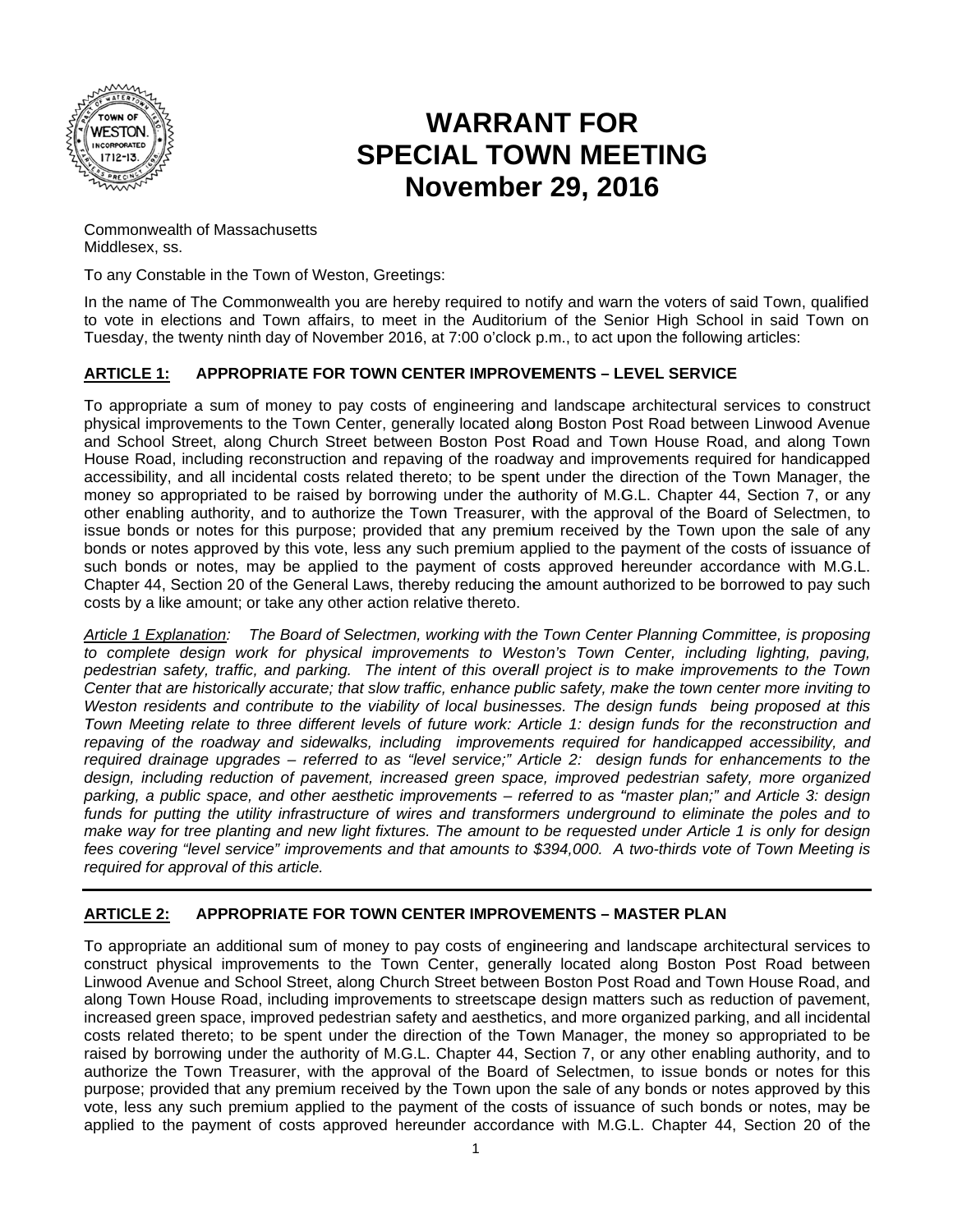# WARRANT FOR SPECIAL TOWN MEETING November 29, 2016

Commonwealth of Massachusetts
Middlesex, ss.

To any Constable in the Town of Weston, Greetings:

In the name of The Commonwealth you are hereby required to notify and warn the voters of said Town, qualified to vote in elections and Town affairs, to meet in the Auditorium of the Senior High School in said Town on Tuesday, the twenty ninth day of November 2016, at 7:00 o'clock p.m., to act upon the following articles:

## ARTICLE 1: APPROPRIATE FOR TOWN CENTER IMPROVEMENTS – LEVEL SERVICE

To appropriate a sum of money to pay costs of engineering and landscape architectural services to construct physical improvements to the Town Center, generally located along Boston Post Road between Linwood Avenue and School Street, along Church Street between Boston Post Road and Town House Road, and along Town House Road, including reconstruction and repaving of the roadway and improvements required for handicapped accessibility, and all incidental costs related thereto; to be spent under the direction of the Town Manager, the money so appropriated to be raised by borrowing under the authority of M.G.L. Chapter 44, Section 7, or any other enabling authority, and to authorize the Town Treasurer, with the approval of the Board of Selectmen, to issue bonds or notes for this purpose; provided that any premium received by the Town upon the sale of any bonds or notes approved by this vote, less any such premium applied to the payment of the costs of issuance of such bonds or notes, may be applied to the payment of costs approved hereunder accordance with M.G.L. Chapter 44, Section 20 of the General Laws, thereby reducing the amount authorized to be borrowed to pay such costs by a like amount; or take any other action relative thereto.

*Article 1 Explanation: The Board of Selectmen, working with the Town Center Planning Committee, is proposing to complete design work for physical improvements to Weston's Town Center, including lighting, paving, pedestrian safety, traffic, and parking. The intent of this overall project is to make improvements to the Town Center that are historically accurate; that slow traffic, enhance public safety, make the town center more inviting to Weston residents and contribute to the viability of local businesses. The design funds being proposed at this Town Meeting relate to three different levels of future work: Article 1: design funds for the reconstruction and repaving of the roadway and sidewalks, including improvements required for handicapped accessibility, and required drainage upgrades – referred to as "level service;" Article 2: design funds for enhancements to the design, including reduction of pavement, increased green space, improved pedestrian safety, more organized parking, a public space, and other aesthetic improvements – referred to as "master plan;" and Article 3: design funds for putting the utility infrastructure of wires and transformers underground to eliminate the poles and to make way for tree planting and new light fixtures. The amount to be requested under Article 1 is only for design fees covering "level service" improvements and that amounts to $394,000. A two-thirds vote of Town Meeting is required for approval of this article.*

---

## ARTICLE 2: APPROPRIATE FOR TOWN CENTER IMPROVEMENTS – MASTER PLAN

To appropriate an additional sum of money to pay costs of engineering and landscape architectural services to construct physical improvements to the Town Center, generally located along Boston Post Road between Linwood Avenue and School Street, along Church Street between Boston Post Road and Town House Road, and along Town House Road, including improvements to streetscape design matters such as reduction of pavement, increased green space, improved pedestrian safety and aesthetics, and more organized parking, and all incidental costs related thereto; to be spent under the direction of the Town Manager, the money so appropriated to be raised by borrowing under the authority of M.G.L. Chapter 44, Section 7, or any other enabling authority, and to authorize the Town Treasurer, with the approval of the Board of Selectmen, to issue bonds or notes for this purpose; provided that any premium received by the Town upon the sale of any bonds or notes approved by this vote, less any such premium applied to the payment of the costs of issuance of such bonds or notes, may be applied to the payment of costs approved hereunder accordance with M.G.L. Chapter 44, Section 20 of the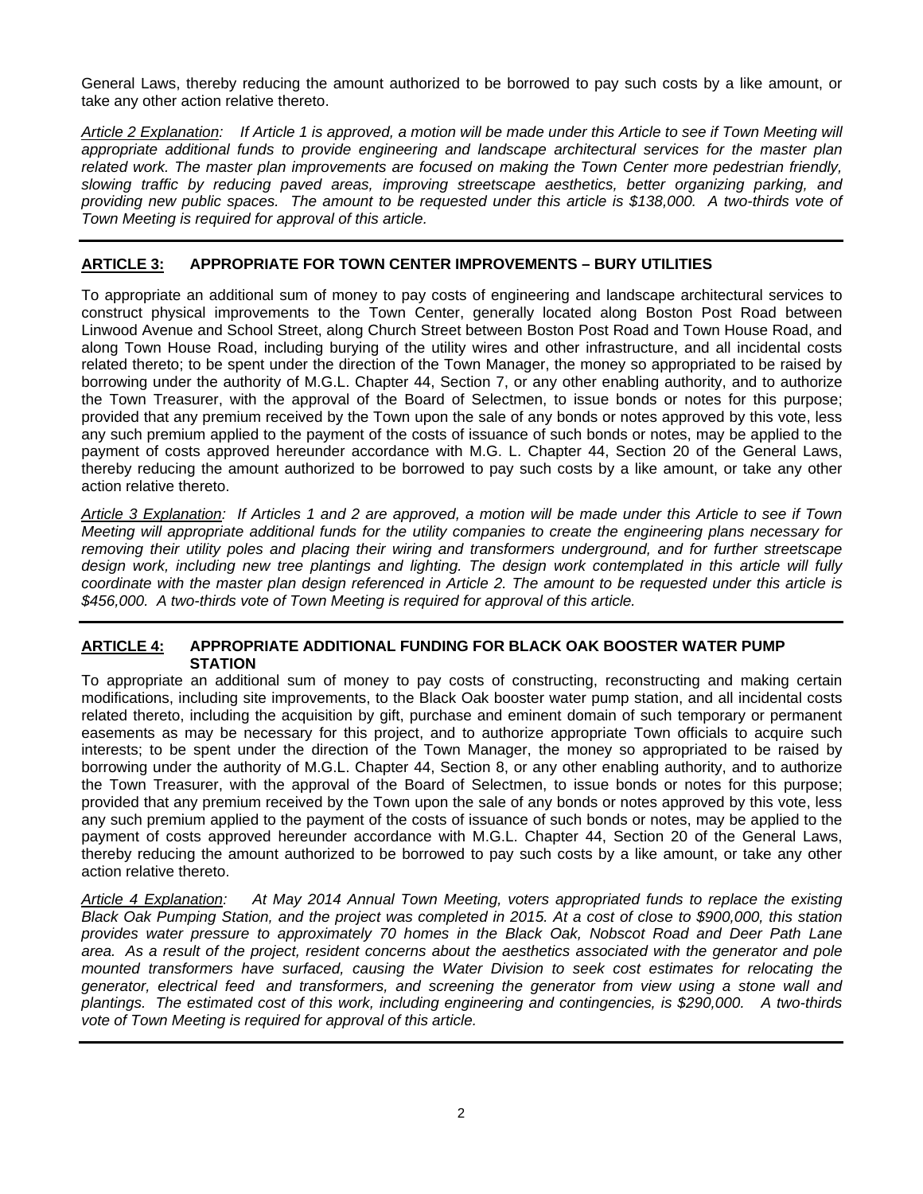General Laws, thereby reducing the amount authorized to be borrowed to pay such costs by a like amount, or take any other action relative thereto.

*Article 2 Explanation: If Article 1 is approved, a motion will be made under this Article to see if Town Meeting will appropriate additional funds to provide engineering and landscape architectural services for the master plan related work. The master plan improvements are focused on making the Town Center more pedestrian friendly, slowing traffic by reducing paved areas, improving streetscape aesthetics, better organizing parking, and providing new public spaces. The amount to be requested under this article is $138,000. A two-thirds vote of Town Meeting is required for approval of this article.*

---

## ARTICLE 3: APPROPRIATE FOR TOWN CENTER IMPROVEMENTS – BURY UTILITIES

To appropriate an additional sum of money to pay costs of engineering and landscape architectural services to construct physical improvements to the Town Center, generally located along Boston Post Road between Linwood Avenue and School Street, along Church Street between Boston Post Road and Town House Road, and along Town House Road, including burying of the utility wires and other infrastructure, and all incidental costs related thereto; to be spent under the direction of the Town Manager, the money so appropriated to be raised by borrowing under the authority of M.G.L. Chapter 44, Section 7, or any other enabling authority, and to authorize the Town Treasurer, with the approval of the Board of Selectmen, to issue bonds or notes for this purpose; provided that any premium received by the Town upon the sale of any bonds or notes approved by this vote, less any such premium applied to the payment of the costs of issuance of such bonds or notes, may be applied to the payment of costs approved hereunder accordance with M.G. L. Chapter 44, Section 20 of the General Laws, thereby reducing the amount authorized to be borrowed to pay such costs by a like amount, or take any other action relative thereto.

*Article 3 Explanation: If Articles 1 and 2 are approved, a motion will be made under this Article to see if Town Meeting will appropriate additional funds for the utility companies to create the engineering plans necessary for removing their utility poles and placing their wiring and transformers underground, and for further streetscape design work, including new tree plantings and lighting. The design work contemplated in this article will fully coordinate with the master plan design referenced in Article 2. The amount to be requested under this article is $456,000. A two-thirds vote of Town Meeting is required for approval of this article.*

---

## ARTICLE 4: APPROPRIATE ADDITIONAL FUNDING FOR BLACK OAK BOOSTER WATER PUMP STATION

To appropriate an additional sum of money to pay costs of constructing, reconstructing and making certain modifications, including site improvements, to the Black Oak booster water pump station, and all incidental costs related thereto, including the acquisition by gift, purchase and eminent domain of such temporary or permanent easements as may be necessary for this project, and to authorize appropriate Town officials to acquire such interests; to be spent under the direction of the Town Manager, the money so appropriated to be raised by borrowing under the authority of M.G.L. Chapter 44, Section 8, or any other enabling authority, and to authorize the Town Treasurer, with the approval of the Board of Selectmen, to issue bonds or notes for this purpose; provided that any premium received by the Town upon the sale of any bonds or notes approved by this vote, less any such premium applied to the payment of the costs of issuance of such bonds or notes, may be applied to the payment of costs approved hereunder accordance with M.G.L. Chapter 44, Section 20 of the General Laws, thereby reducing the amount authorized to be borrowed to pay such costs by a like amount, or take any other action relative thereto.

*Article 4 Explanation: At May 2014 Annual Town Meeting, voters appropriated funds to replace the existing Black Oak Pumping Station, and the project was completed in 2015. At a cost of close to $900,000, this station provides water pressure to approximately 70 homes in the Black Oak, Nobscot Road and Deer Path Lane area. As a result of the project, resident concerns about the aesthetics associated with the generator and pole mounted transformers have surfaced, causing the Water Division to seek cost estimates for relocating the generator, electrical feed and transformers, and screening the generator from view using a stone wall and plantings. The estimated cost of this work, including engineering and contingencies, is $290,000. A two-thirds vote of Town Meeting is required for approval of this article.*

---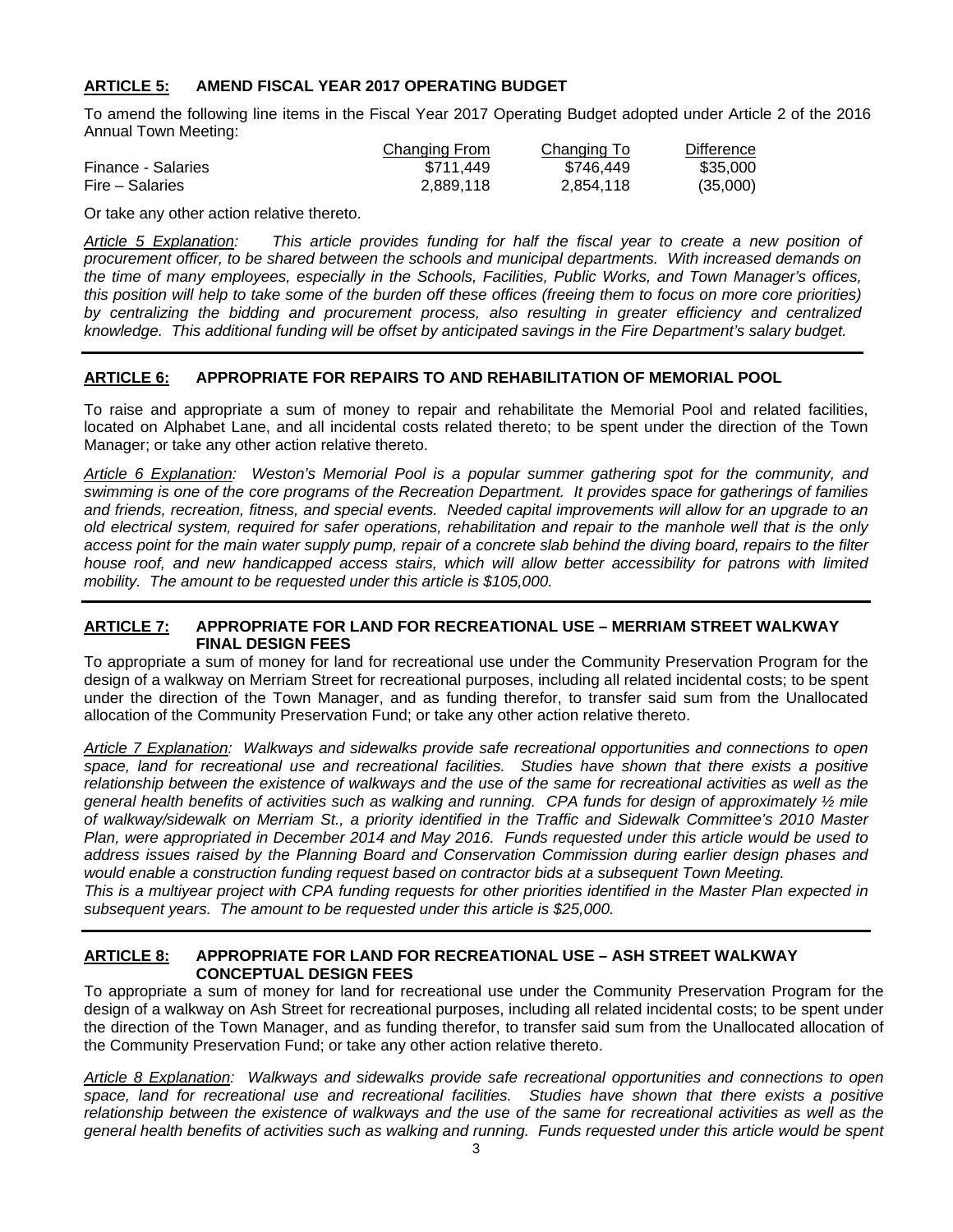**ARTICLE 5: AMEND FISCAL YEAR 2017 OPERATING BUDGET**

To amend the following line items in the Fiscal Year 2017 Operating Budget adopted under Article 2 of the 2016 Annual Town Meeting:

| | Changing From | Changing To | Difference |
|---|---|---|---|
| Finance - Salaries | $711,449 | $746,449 | $35,000 |
| Fire – Salaries | 2,889,118 | 2,854,118 | (35,000) |

Or take any other action relative thereto.

*Article 5 Explanation: This article provides funding for half the fiscal year to create a new position of procurement officer, to be shared between the schools and municipal departments. With increased demands on the time of many employees, especially in the Schools, Facilities, Public Works, and Town Manager's offices, this position will help to take some of the burden off these offices (freeing them to focus on more core priorities) by centralizing the bidding and procurement process, also resulting in greater efficiency and centralized knowledge. This additional funding will be offset by anticipated savings in the Fire Department's salary budget.*

---

**ARTICLE 6: APPROPRIATE FOR REPAIRS TO AND REHABILITATION OF MEMORIAL POOL**

To raise and appropriate a sum of money to repair and rehabilitate the Memorial Pool and related facilities, located on Alphabet Lane, and all incidental costs related thereto; to be spent under the direction of the Town Manager; or take any other action relative thereto.

*Article 6 Explanation: Weston's Memorial Pool is a popular summer gathering spot for the community, and swimming is one of the core programs of the Recreation Department. It provides space for gatherings of families and friends, recreation, fitness, and special events. Needed capital improvements will allow for an upgrade to an old electrical system, required for safer operations, rehabilitation and repair to the manhole well that is the only access point for the main water supply pump, repair of a concrete slab behind the diving board, repairs to the filter house roof, and new handicapped access stairs, which will allow better accessibility for patrons with limited mobility. The amount to be requested under this article is $105,000.*

---

**ARTICLE 7: APPROPRIATE FOR LAND FOR RECREATIONAL USE – MERRIAM STREET WALKWAY FINAL DESIGN FEES**

To appropriate a sum of money for land for recreational use under the Community Preservation Program for the design of a walkway on Merriam Street for recreational purposes, including all related incidental costs; to be spent under the direction of the Town Manager, and as funding therefor, to transfer said sum from the Unallocated allocation of the Community Preservation Fund; or take any other action relative thereto.

*Article 7 Explanation: Walkways and sidewalks provide safe recreational opportunities and connections to open space, land for recreational use and recreational facilities. Studies have shown that there exists a positive relationship between the existence of walkways and the use of the same for recreational activities as well as the general health benefits of activities such as walking and running. CPA funds for design of approximately ½ mile of walkway/sidewalk on Merriam St., a priority identified in the Traffic and Sidewalk Committee's 2010 Master Plan, were appropriated in December 2014 and May 2016. Funds requested under this article would be used to address issues raised by the Planning Board and Conservation Commission during earlier design phases and would enable a construction funding request based on contractor bids at a subsequent Town Meeting.*
*This is a multiyear project with CPA funding requests for other priorities identified in the Master Plan expected in subsequent years. The amount to be requested under this article is $25,000.*

---

**ARTICLE 8: APPROPRIATE FOR LAND FOR RECREATIONAL USE – ASH STREET WALKWAY CONCEPTUAL DESIGN FEES**

To appropriate a sum of money for land for recreational use under the Community Preservation Program for the design of a walkway on Ash Street for recreational purposes, including all related incidental costs; to be spent under the direction of the Town Manager, and as funding therefor, to transfer said sum from the Unallocated allocation of the Community Preservation Fund; or take any other action relative thereto.

*Article 8 Explanation: Walkways and sidewalks provide safe recreational opportunities and connections to open space, land for recreational use and recreational facilities. Studies have shown that there exists a positive relationship between the existence of walkways and the use of the same for recreational activities as well as the general health benefits of activities such as walking and running. Funds requested under this article would be spent*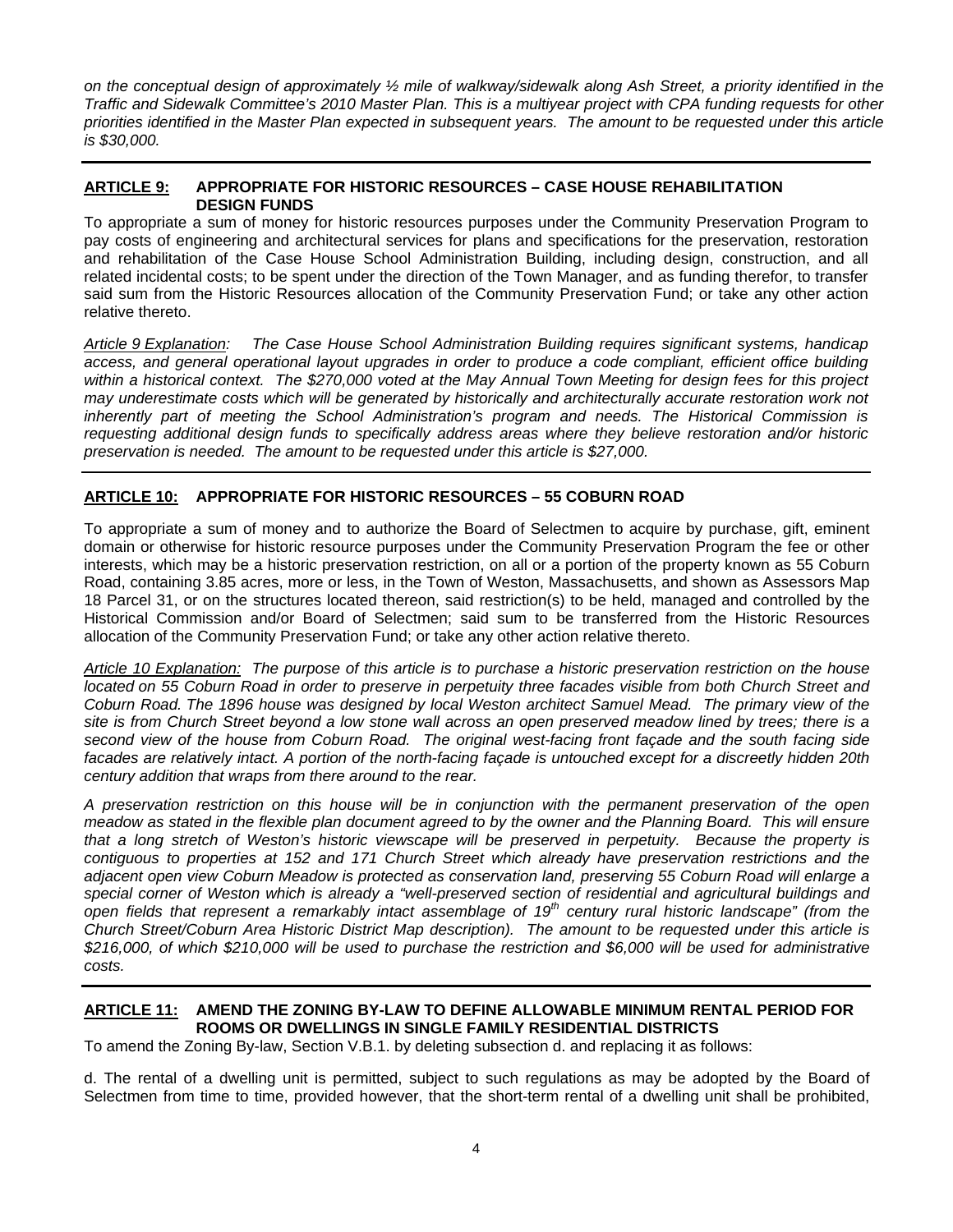*on the conceptual design of approximately ½ mile of walkway/sidewalk along Ash Street, a priority identified in the Traffic and Sidewalk Committee's 2010 Master Plan. This is a multiyear project with CPA funding requests for other priorities identified in the Master Plan expected in subsequent years. The amount to be requested under this article is $30,000.*

---

**ARTICLE 9: APPROPRIATE FOR HISTORIC RESOURCES – CASE HOUSE REHABILITATION DESIGN FUNDS**

To appropriate a sum of money for historic resources purposes under the Community Preservation Program to pay costs of engineering and architectural services for plans and specifications for the preservation, restoration and rehabilitation of the Case House School Administration Building, including design, construction, and all related incidental costs; to be spent under the direction of the Town Manager, and as funding therefor, to transfer said sum from the Historic Resources allocation of the Community Preservation Fund; or take any other action relative thereto.

*Article 9 Explanation: The Case House School Administration Building requires significant systems, handicap access, and general operational layout upgrades in order to produce a code compliant, efficient office building within a historical context. The $270,000 voted at the May Annual Town Meeting for design fees for this project may underestimate costs which will be generated by historically and architecturally accurate restoration work not inherently part of meeting the School Administration's program and needs. The Historical Commission is requesting additional design funds to specifically address areas where they believe restoration and/or historic preservation is needed. The amount to be requested under this article is $27,000.*

---

**ARTICLE 10: APPROPRIATE FOR HISTORIC RESOURCES – 55 COBURN ROAD**

To appropriate a sum of money and to authorize the Board of Selectmen to acquire by purchase, gift, eminent domain or otherwise for historic resource purposes under the Community Preservation Program the fee or other interests, which may be a historic preservation restriction, on all or a portion of the property known as 55 Coburn Road, containing 3.85 acres, more or less, in the Town of Weston, Massachusetts, and shown as Assessors Map 18 Parcel 31, or on the structures located thereon, said restriction(s) to be held, managed and controlled by the Historical Commission and/or Board of Selectmen; said sum to be transferred from the Historic Resources allocation of the Community Preservation Fund; or take any other action relative thereto.

*Article 10 Explanation: The purpose of this article is to purchase a historic preservation restriction on the house located on 55 Coburn Road in order to preserve in perpetuity three facades visible from both Church Street and Coburn Road. The 1896 house was designed by local Weston architect Samuel Mead. The primary view of the site is from Church Street beyond a low stone wall across an open preserved meadow lined by trees; there is a second view of the house from Coburn Road. The original west-facing front façade and the south facing side facades are relatively intact. A portion of the north-facing façade is untouched except for a discreetly hidden 20th century addition that wraps from there around to the rear.*

*A preservation restriction on this house will be in conjunction with the permanent preservation of the open meadow as stated in the flexible plan document agreed to by the owner and the Planning Board. This will ensure that a long stretch of Weston's historic viewscape will be preserved in perpetuity. Because the property is contiguous to properties at 152 and 171 Church Street which already have preservation restrictions and the adjacent open view Coburn Meadow is protected as conservation land, preserving 55 Coburn Road will enlarge a special corner of Weston which is already a "well-preserved section of residential and agricultural buildings and open fields that represent a remarkably intact assemblage of 19th century rural historic landscape" (from the Church Street/Coburn Area Historic District Map description). The amount to be requested under this article is $216,000, of which $210,000 will be used to purchase the restriction and $6,000 will be used for administrative costs.*

---

**ARTICLE 11: AMEND THE ZONING BY-LAW TO DEFINE ALLOWABLE MINIMUM RENTAL PERIOD FOR ROOMS OR DWELLINGS IN SINGLE FAMILY RESIDENTIAL DISTRICTS**

To amend the Zoning By-law, Section V.B.1. by deleting subsection d. and replacing it as follows:

d. The rental of a dwelling unit is permitted, subject to such regulations as may be adopted by the Board of Selectmen from time to time, provided however, that the short-term rental of a dwelling unit shall be prohibited,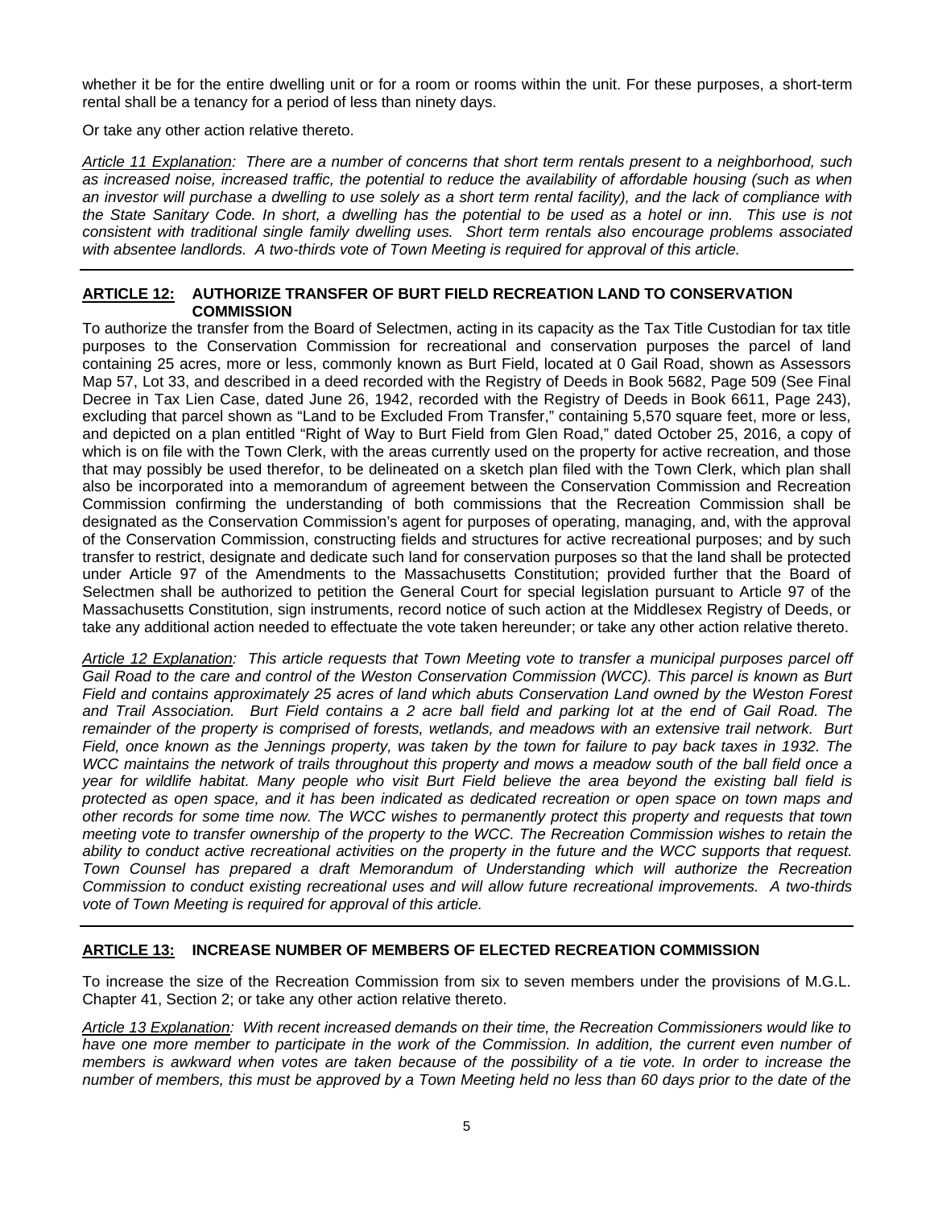whether it be for the entire dwelling unit or for a room or rooms within the unit. For these purposes, a short-term rental shall be a tenancy for a period of less than ninety days.

Or take any other action relative thereto.

*<u>Article 11 Explanation</u>: There are a number of concerns that short term rentals present to a neighborhood, such as increased noise, increased traffic, the potential to reduce the availability of affordable housing (such as when an investor will purchase a dwelling to use solely as a short term rental facility), and the lack of compliance with the State Sanitary Code. In short, a dwelling has the potential to be used as a hotel or inn. This use is not consistent with traditional single family dwelling uses. Short term rentals also encourage problems associated with absentee landlords. A two-thirds vote of Town Meeting is required for approval of this article.*

---

## <u>ARTICLE 12:</u> AUTHORIZE TRANSFER OF BURT FIELD RECREATION LAND TO CONSERVATION COMMISSION

To authorize the transfer from the Board of Selectmen, acting in its capacity as the Tax Title Custodian for tax title purposes to the Conservation Commission for recreational and conservation purposes the parcel of land containing 25 acres, more or less, commonly known as Burt Field, located at 0 Gail Road, shown as Assessors Map 57, Lot 33, and described in a deed recorded with the Registry of Deeds in Book 5682, Page 509 (See Final Decree in Tax Lien Case, dated June 26, 1942, recorded with the Registry of Deeds in Book 6611, Page 243), excluding that parcel shown as "Land to be Excluded From Transfer," containing 5,570 square feet, more or less, and depicted on a plan entitled "Right of Way to Burt Field from Glen Road," dated October 25, 2016, a copy of which is on file with the Town Clerk, with the areas currently used on the property for active recreation, and those that may possibly be used therefor, to be delineated on a sketch plan filed with the Town Clerk, which plan shall also be incorporated into a memorandum of agreement between the Conservation Commission and Recreation Commission confirming the understanding of both commissions that the Recreation Commission shall be designated as the Conservation Commission's agent for purposes of operating, managing, and, with the approval of the Conservation Commission, constructing fields and structures for active recreational purposes; and by such transfer to restrict, designate and dedicate such land for conservation purposes so that the land shall be protected under Article 97 of the Amendments to the Massachusetts Constitution; provided further that the Board of Selectmen shall be authorized to petition the General Court for special legislation pursuant to Article 97 of the Massachusetts Constitution, sign instruments, record notice of such action at the Middlesex Registry of Deeds, or take any additional action needed to effectuate the vote taken hereunder; or take any other action relative thereto.

*<u>Article 12 Explanation</u>: This article requests that Town Meeting vote to transfer a municipal purposes parcel off Gail Road to the care and control of the Weston Conservation Commission (WCC). This parcel is known as Burt Field and contains approximately 25 acres of land which abuts Conservation Land owned by the Weston Forest and Trail Association. Burt Field contains a 2 acre ball field and parking lot at the end of Gail Road. The remainder of the property is comprised of forests, wetlands, and meadows with an extensive trail network. Burt Field, once known as the Jennings property, was taken by the town for failure to pay back taxes in 1932. The WCC maintains the network of trails throughout this property and mows a meadow south of the ball field once a year for wildlife habitat. Many people who visit Burt Field believe the area beyond the existing ball field is protected as open space, and it has been indicated as dedicated recreation or open space on town maps and other records for some time now. The WCC wishes to permanently protect this property and requests that town meeting vote to transfer ownership of the property to the WCC. The Recreation Commission wishes to retain the ability to conduct active recreational activities on the property in the future and the WCC supports that request. Town Counsel has prepared a draft Memorandum of Understanding which will authorize the Recreation Commission to conduct existing recreational uses and will allow future recreational improvements. A two-thirds vote of Town Meeting is required for approval of this article.*

---

## <u>ARTICLE 13:</u> INCREASE NUMBER OF MEMBERS OF ELECTED RECREATION COMMISSION

To increase the size of the Recreation Commission from six to seven members under the provisions of M.G.L. Chapter 41, Section 2; or take any other action relative thereto.

*<u>Article 13 Explanation</u>: With recent increased demands on their time, the Recreation Commissioners would like to have one more member to participate in the work of the Commission. In addition, the current even number of members is awkward when votes are taken because of the possibility of a tie vote. In order to increase the number of members, this must be approved by a Town Meeting held no less than 60 days prior to the date of the*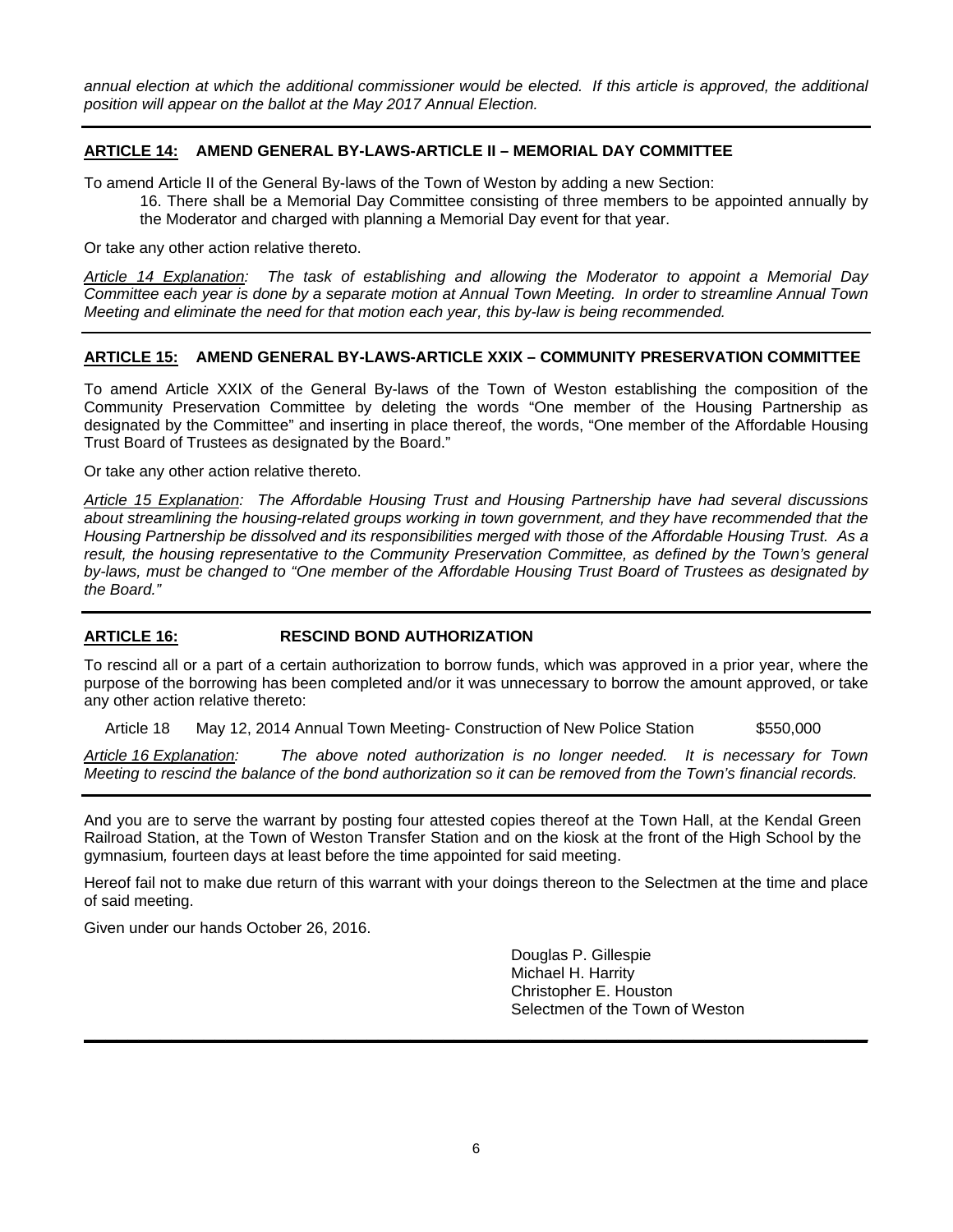*annual election at which the additional commissioner would be elected. If this article is approved, the additional position will appear on the ballot at the May 2017 Annual Election.*

---

## ARTICLE 14: AMEND GENERAL BY-LAWS-ARTICLE II – MEMORIAL DAY COMMITTEE

To amend Article II of the General By-laws of the Town of Weston by adding a new Section:

> 16. There shall be a Memorial Day Committee consisting of three members to be appointed annually by the Moderator and charged with planning a Memorial Day event for that year.

Or take any other action relative thereto.

*Article 14 Explanation: The task of establishing and allowing the Moderator to appoint a Memorial Day Committee each year is done by a separate motion at Annual Town Meeting. In order to streamline Annual Town Meeting and eliminate the need for that motion each year, this by-law is being recommended.*

---

## ARTICLE 15: AMEND GENERAL BY-LAWS-ARTICLE XXIX – COMMUNITY PRESERVATION COMMITTEE

To amend Article XXIX of the General By-laws of the Town of Weston establishing the composition of the Community Preservation Committee by deleting the words "One member of the Housing Partnership as designated by the Committee" and inserting in place thereof, the words, "One member of the Affordable Housing Trust Board of Trustees as designated by the Board."

Or take any other action relative thereto.

*Article 15 Explanation: The Affordable Housing Trust and Housing Partnership have had several discussions about streamlining the housing-related groups working in town government, and they have recommended that the Housing Partnership be dissolved and its responsibilities merged with those of the Affordable Housing Trust. As a result, the housing representative to the Community Preservation Committee, as defined by the Town's general by-laws, must be changed to "One member of the Affordable Housing Trust Board of Trustees as designated by the Board."*

---

## ARTICLE 16: RESCIND BOND AUTHORIZATION

To rescind all or a part of a certain authorization to borrow funds, which was approved in a prior year, where the purpose of the borrowing has been completed and/or it was unnecessary to borrow the amount approved, or take any other action relative thereto:

| | | |
|---|---|---|
| Article 18 | May 12, 2014 Annual Town Meeting- Construction of New Police Station | $550,000 |

*Article 16 Explanation: The above noted authorization is no longer needed. It is necessary for Town Meeting to rescind the balance of the bond authorization so it can be removed from the Town's financial records.*

---

And you are to serve the warrant by posting four attested copies thereof at the Town Hall, at the Kendal Green Railroad Station, at the Town of Weston Transfer Station and on the kiosk at the front of the High School by the gymnasium*,* fourteen days at least before the time appointed for said meeting.

Hereof fail not to make due return of this warrant with your doings thereon to the Selectmen at the time and place of said meeting.

Given under our hands October 26, 2016.

Douglas P. Gillespie
Michael H. Harrity
Christopher E. Houston
Selectmen of the Town of Weston